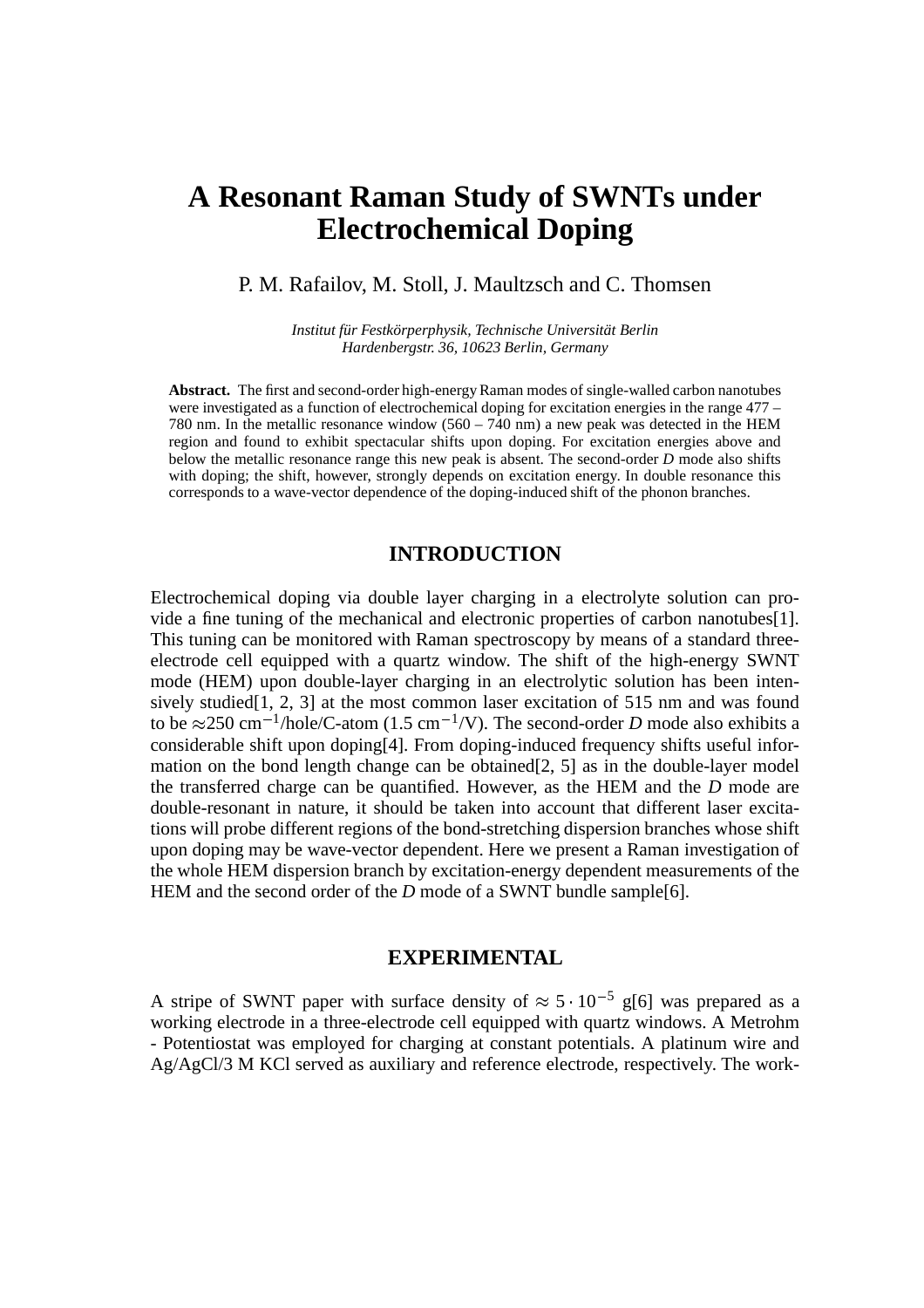# A Resonant Raman Study of SWNTs under Electrochemical Doping

P. M. Rafailov, M. Stoll, J. Maultzsch and C. Thomsen

*Institut für Festkörperphysik, Technische Universität Berlin*
*Hardenbergstr. 36, 10623 Berlin, Germany*

**Abstract.** The first and second-order high-energy Raman modes of single-walled carbon nanotubes were investigated as a function of electrochemical doping for excitation energies in the range 477 – 780 nm. In the metallic resonance window (560 – 740 nm) a new peak was detected in the HEM region and found to exhibit spectacular shifts upon doping. For excitation energies above and below the metallic resonance range this new peak is absent. The second-order *D* mode also shifts with doping; the shift, however, strongly depends on excitation energy. In double resonance this corresponds to a wave-vector dependence of the doping-induced shift of the phonon branches.

## INTRODUCTION

Electrochemical doping via double layer charging in a electrolyte solution can provide a fine tuning of the mechanical and electronic properties of carbon nanotubes[1]. This tuning can be monitored with Raman spectroscopy by means of a standard three-electrode cell equipped with a quartz window. The shift of the high-energy SWNT mode (HEM) upon double-layer charging in an electrolytic solution has been intensively studied[1, 2, 3] at the most common laser excitation of 515 nm and was found to be $\approx$250 $cm^{-1}$/hole/C-atom (1.5 $cm^{-1}$/V). The second-order *D* mode also exhibits a considerable shift upon doping[4]. From doping-induced frequency shifts useful information on the bond length change can be obtained[2, 5] as in the double-layer model the transferred charge can be quantified. However, as the HEM and the *D* mode are double-resonant in nature, it should be taken into account that different laser excitations will probe different regions of the bond-stretching dispersion branches whose shift upon doping may be wave-vector dependent. Here we present a Raman investigation of the whole HEM dispersion branch by excitation-energy dependent measurements of the HEM and the second order of the *D* mode of a SWNT bundle sample[6].

## EXPERIMENTAL

A stripe of SWNT paper with surface density of $\approx 5 \cdot 10^{-5}$ g[6] was prepared as a working electrode in a three-electrode cell equipped with quartz windows. A Metrohm - Potentiostat was employed for charging at constant potentials. A platinum wire and Ag/AgCl/3 M KCl served as auxiliary and reference electrode, respectively. The work-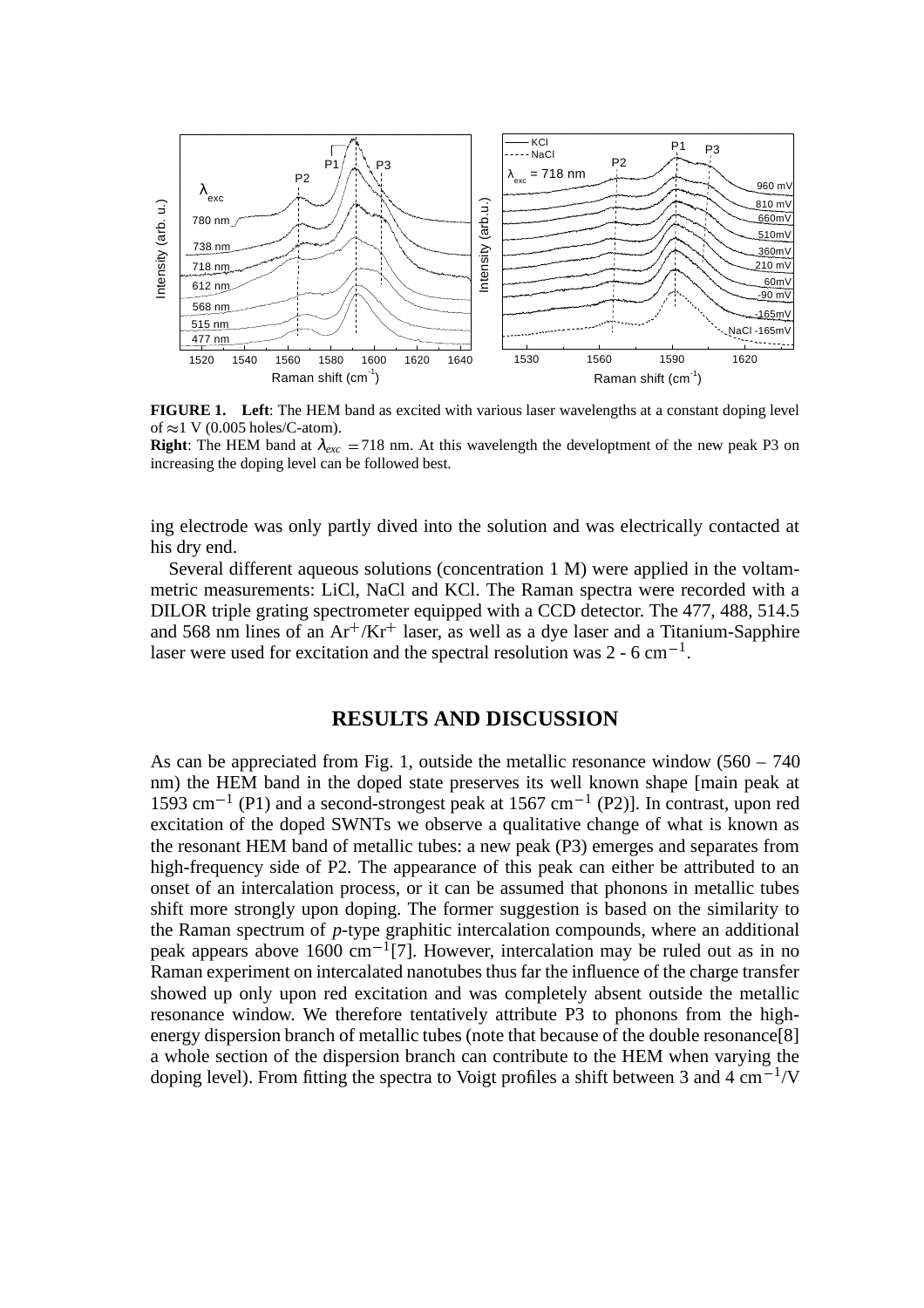**FIGURE 1. Left**: The HEM band as excited with various laser wavelengths at a constant doping level of ≈1 V (0.005 holes/C-atom).
**Right**: The HEM band at $\lambda_{exc} = 718$ nm. At this wavelength the developtment of the new peak P3 on increasing the doping level can be followed best.

ing electrode was only partly dived into the solution and was electrically contacted at his dry end.

Several different aqueous solutions (concentration 1 M) were applied in the voltammetric measurements: LiCl, NaCl and KCl. The Raman spectra were recorded with a DILOR triple grating spectrometer equipped with a CCD detector. The 477, 488, 514.5 and 568 nm lines of an $Ar^+/Kr^+$ laser, as well as a dye laser and a Titanium-Sapphire laser were used for excitation and the spectral resolution was 2 - 6 $cm^{-1}$.

## RESULTS AND DISCUSSION

As can be appreciated from Fig. 1, outside the metallic resonance window (560 – 740 nm) the HEM band in the doped state preserves its well known shape [main peak at 1593 $cm^{-1}$ (P1) and a second-strongest peak at 1567 $cm^{-1}$ (P2)]. In contrast, upon red excitation of the doped SWNTs we observe a qualitative change of what is known as the resonant HEM band of metallic tubes: a new peak (P3) emerges and separates from high-frequency side of P2. The appearance of this peak can either be attributed to an onset of an intercalation process, or it can be assumed that phonons in metallic tubes shift more strongly upon doping. The former suggestion is based on the similarity to the Raman spectrum of *p*-type graphitic intercalation compounds, where an additional peak appears above 1600 $cm^{-1}$[7]. However, intercalation may be ruled out as in no Raman experiment on intercalated nanotubes thus far the influence of the charge transfer showed up only upon red excitation and was completely absent outside the metallic resonance window. We therefore tentatively attribute P3 to phonons from the high-energy dispersion branch of metallic tubes (note that because of the double resonance[8] a whole section of the dispersion branch can contribute to the HEM when varying the doping level). From fitting the spectra to Voigt profiles a shift between 3 and 4 $cm^{-1}$/V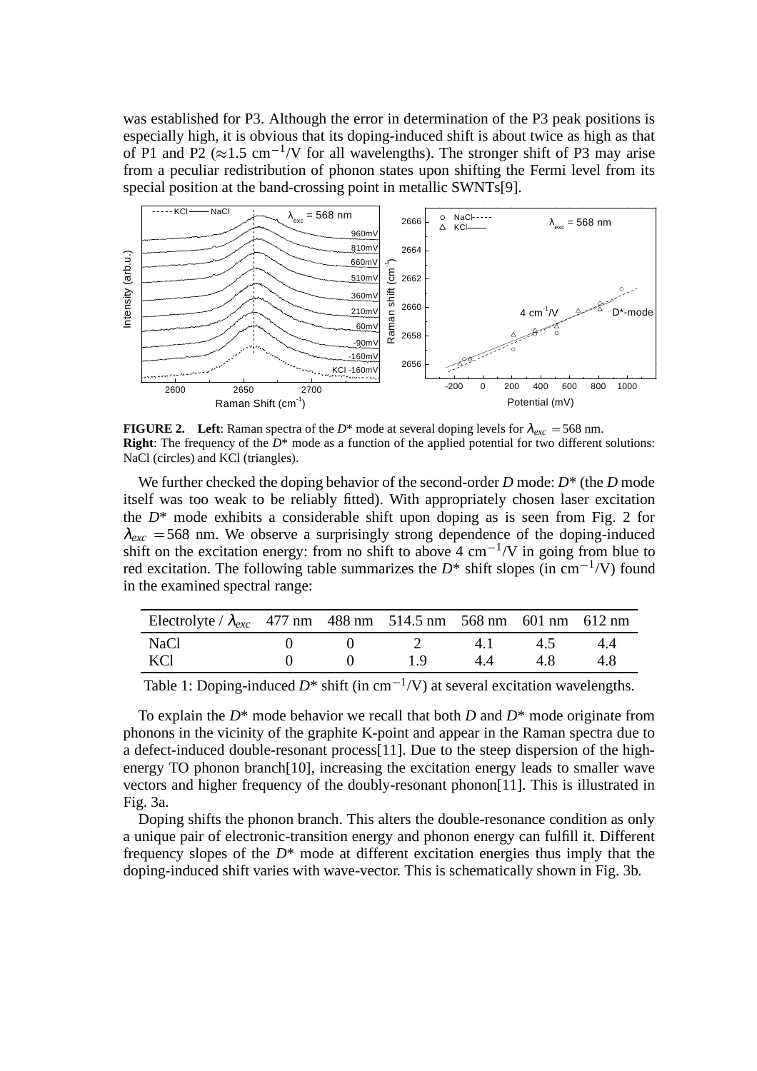was established for P3. Although the error in determination of the P3 peak positions is especially high, it is obvious that its doping-induced shift is about twice as high as that of P1 and P2 ($\approx$1.5 cm$^{-1}$/V for all wavelengths). The stronger shift of P3 may arise from a peculiar redistribution of phonon states upon shifting the Fermi level from its special position at the band-crossing point in metallic SWNTs[9].

**FIGURE 2.** **Left**: Raman spectra of the $D^*$ mode at several doping levels for $\lambda_{exc} = 568$ nm. **Right**: The frequency of the $D^*$ mode as a function of the applied potential for two different solutions: NaCl (circles) and KCl (triangles).

We further checked the doping behavior of the second-order $D$ mode: $D^*$ (the $D$ mode itself was too weak to be reliably fitted). With appropriately chosen laser excitation the $D^*$ mode exhibits a considerable shift upon doping as is seen from Fig. 2 for $\lambda_{exc} = 568$ nm. We observe a surprisingly strong dependence of the doping-induced shift on the excitation energy: from no shift to above 4 cm$^{-1}$/V in going from blue to red excitation. The following table summarizes the $D^*$ shift slopes (in cm$^{-1}$/V) found in the examined spectral range:

| Electrolyte / $\lambda_{exc}$ | 477 nm | 488 nm | 514.5 nm | 568 nm | 601 nm | 612 nm |
|---|---|---|---|---|---|---|
| NaCl | 0 | 0 | 2 | 4.1 | 4.5 | 4.4 |
| KCl | 0 | 0 | 1.9 | 4.4 | 4.8 | 4.8 |

Table 1: Doping-induced $D^*$ shift (in cm$^{-1}$/V) at several excitation wavelengths.

To explain the $D^*$ mode behavior we recall that both $D$ and $D^*$ mode originate from phonons in the vicinity of the graphite K-point and appear in the Raman spectra due to a defect-induced double-resonant process[11]. Due to the steep dispersion of the high-energy TO phonon branch[10], increasing the excitation energy leads to smaller wave vectors and higher frequency of the doubly-resonant phonon[11]. This is illustrated in Fig. 3a.

Doping shifts the phonon branch. This alters the double-resonance condition as only a unique pair of electronic-transition energy and phonon energy can fulfill it. Different frequency slopes of the $D^*$ mode at different excitation energies thus imply that the doping-induced shift varies with wave-vector. This is schematically shown in Fig. 3b.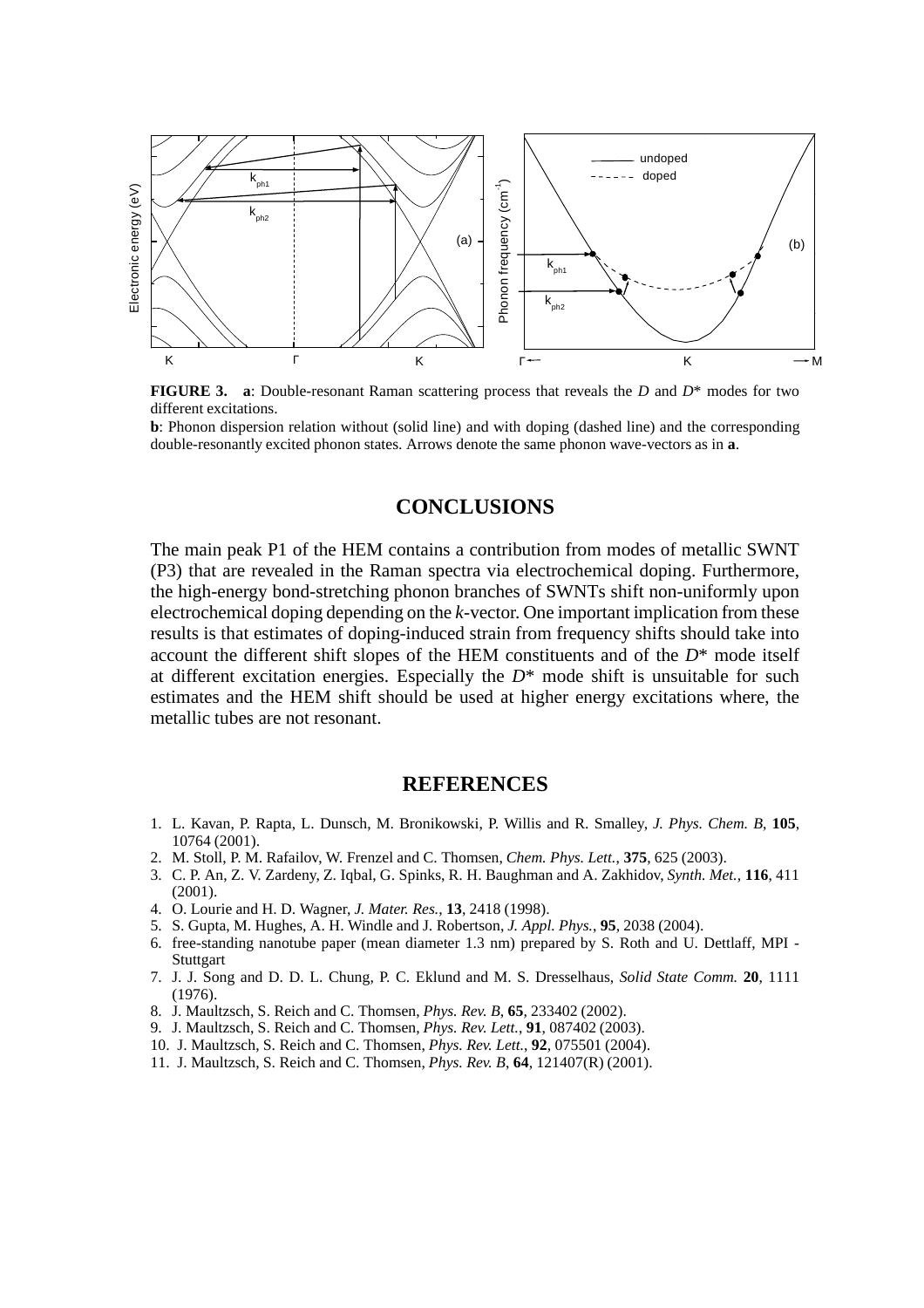Electronic energy (eV)

$k_{ph1}$

$k_{ph2}$

(a)

K Γ K

Phonon frequency (cm$^{-1}$)

undoped

doped

$k_{ph1}$

$k_{ph2}$

(b)

Γ K M

**FIGURE 3.** **a**: Double-resonant Raman scattering process that reveals the *D* and *D*\* modes for two different excitations.

**b**: Phonon dispersion relation without (solid line) and with doping (dashed line) and the corresponding double-resonantly excited phonon states. Arrows denote the same phonon wave-vectors as in **a**.

## CONCLUSIONS

The main peak P1 of the HEM contains a contribution from modes of metallic SWNT (P3) that are revealed in the Raman spectra via electrochemical doping. Furthermore, the high-energy bond-stretching phonon branches of SWNTs shift non-uniformly upon electrochemical doping depending on the *k*-vector. One important implication from these results is that estimates of doping-induced strain from frequency shifts should take into account the different shift slopes of the HEM constituents and of the *D*\* mode itself at different excitation energies. Especially the *D*\* mode shift is unsuitable for such estimates and the HEM shift should be used at higher energy excitations where, the metallic tubes are not resonant.

## REFERENCES

1. L. Kavan, P. Rapta, L. Dunsch, M. Bronikowski, P. Willis and R. Smalley, *J. Phys. Chem. B*, **105**, 10764 (2001).
2. M. Stoll, P. M. Rafailov, W. Frenzel and C. Thomsen, *Chem. Phys. Lett.*, **375**, 625 (2003).
3. C. P. An, Z. V. Zardeny, Z. Iqbal, G. Spinks, R. H. Baughman and A. Zakhidov, *Synth. Met.*, **116**, 411 (2001).
4. O. Lourie and H. D. Wagner, *J. Mater. Res.*, **13**, 2418 (1998).
5. S. Gupta, M. Hughes, A. H. Windle and J. Robertson, *J. Appl. Phys.*, **95**, 2038 (2004).
6. free-standing nanotube paper (mean diameter 1.3 nm) prepared by S. Roth and U. Dettlaff, MPI - Stuttgart
7. J. J. Song and D. D. L. Chung, P. C. Eklund and M. S. Dresselhaus, *Solid State Comm.* **20**, 1111 (1976).
8. J. Maultzsch, S. Reich and C. Thomsen, *Phys. Rev. B*, **65**, 233402 (2002).
9. J. Maultzsch, S. Reich and C. Thomsen, *Phys. Rev. Lett.*, **91**, 087402 (2003).
10. J. Maultzsch, S. Reich and C. Thomsen, *Phys. Rev. Lett.*, **92**, 075501 (2004).
11. J. Maultzsch, S. Reich and C. Thomsen, *Phys. Rev. B*, **64**, 121407(R) (2001).